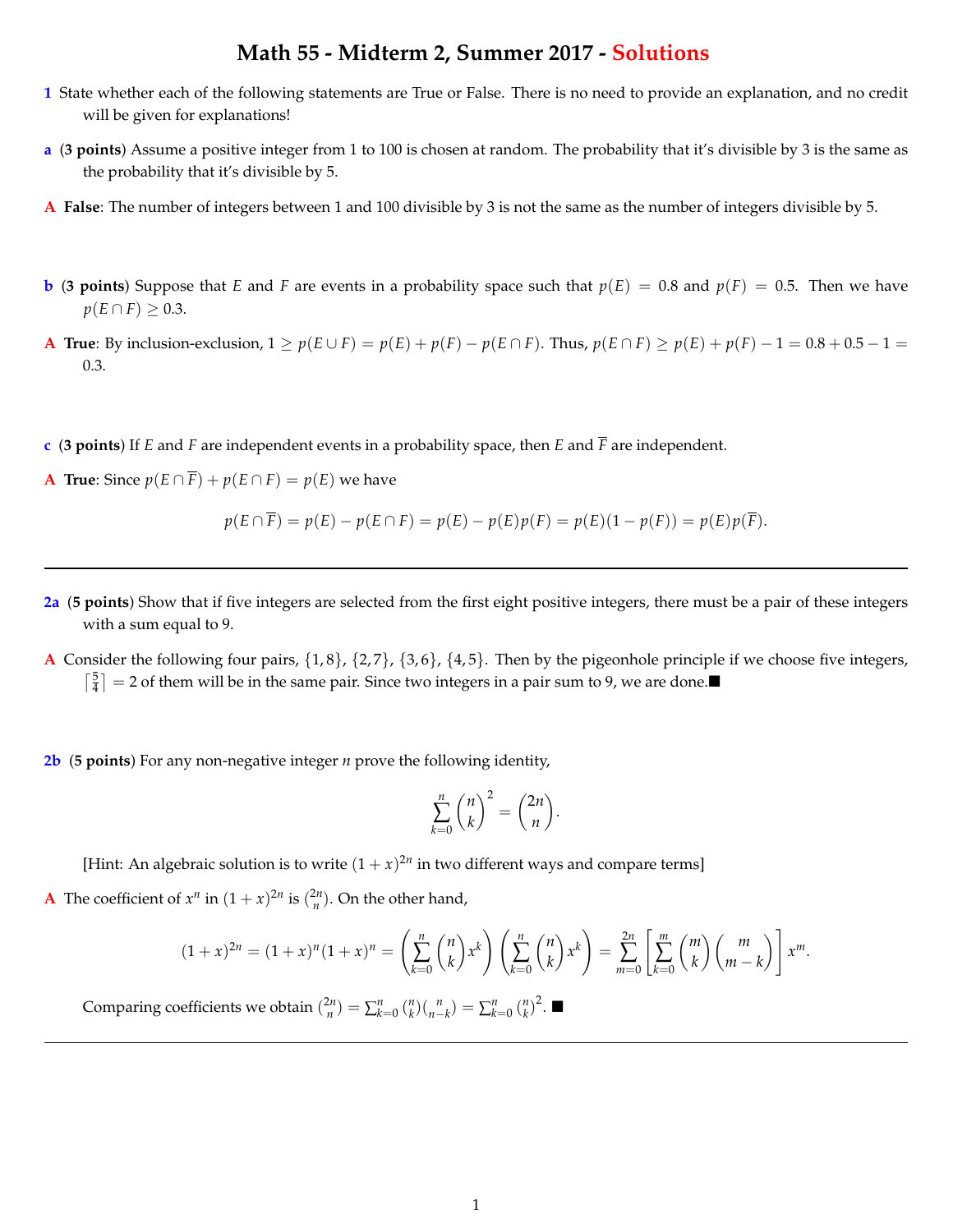# Math 55 - Midterm 2, Summer 2017 - Solutions

**1** State whether each of the following statements are True or False. There is no need to provide an explanation, and no credit will be given for explanations!

**a** (**3 points**) Assume a positive integer from 1 to 100 is chosen at random. The probability that it's divisible by 3 is the same as the probability that it's divisible by 5.

**A** **False**: The number of integers between 1 and 100 divisible by 3 is not the same as the number of integers divisible by 5.

**b** (**3 points**) Suppose that $E$ and $F$ are events in a probability space such that $p(E) = 0.8$ and $p(F) = 0.5$. Then we have $p(E \cap F) \geq 0.3$.

**A** **True**: By inclusion-exclusion, $1 \geq p(E \cup F) = p(E) + p(F) - p(E \cap F)$. Thus, $p(E \cap F) \geq p(E) + p(F) - 1 = 0.8 + 0.5 - 1 = 0.3$.

**c** (**3 points**) If $E$ and $F$ are independent events in a probability space, then $E$ and $\overline{F}$ are independent.

**A** **True**: Since $p(E \cap \overline{F}) + p(E \cap F) = p(E)$ we have

$$p(E \cap \overline{F}) = p(E) - p(E \cap F) = p(E) - p(E)p(F) = p(E)(1 - p(F)) = p(E)p(\overline{F}).$$

---

**2a** (**5 points**) Show that if five integers are selected from the first eight positive integers, there must be a pair of these integers with a sum equal to 9.

**A** Consider the following four pairs, $\{1, 8\}$, $\{2, 7\}$, $\{3, 6\}$, $\{4, 5\}$. Then by the pigeonhole principle if we choose five integers, $\lceil \frac{5}{4} \rceil = 2$ of them will be in the same pair. Since two integers in a pair sum to 9, we are done. ■

**2b** (**5 points**) For any non-negative integer $n$ prove the following identity,

$$\sum_{k=0}^{n} \binom{n}{k}^2 = \binom{2n}{n}.$$

[Hint: An algebraic solution is to write $(1+x)^{2n}$ in two different ways and compare terms]

**A** The coefficient of $x^n$ in $(1+x)^{2n}$ is $\binom{2n}{n}$. On the other hand,

$$(1+x)^{2n} = (1+x)^n(1+x)^n = \left(\sum_{k=0}^{n} \binom{n}{k} x^k\right)\left(\sum_{k=0}^{n} \binom{n}{k} x^k\right) = \sum_{m=0}^{2n} \left[\sum_{k=0}^{m} \binom{m}{k}\binom{m}{m-k}\right] x^m.$$

Comparing coefficients we obtain $\binom{2n}{n} = \sum_{k=0}^{n} \binom{n}{k}\binom{n}{n-k} = \sum_{k=0}^{n} \binom{n}{k}^2$. ■

---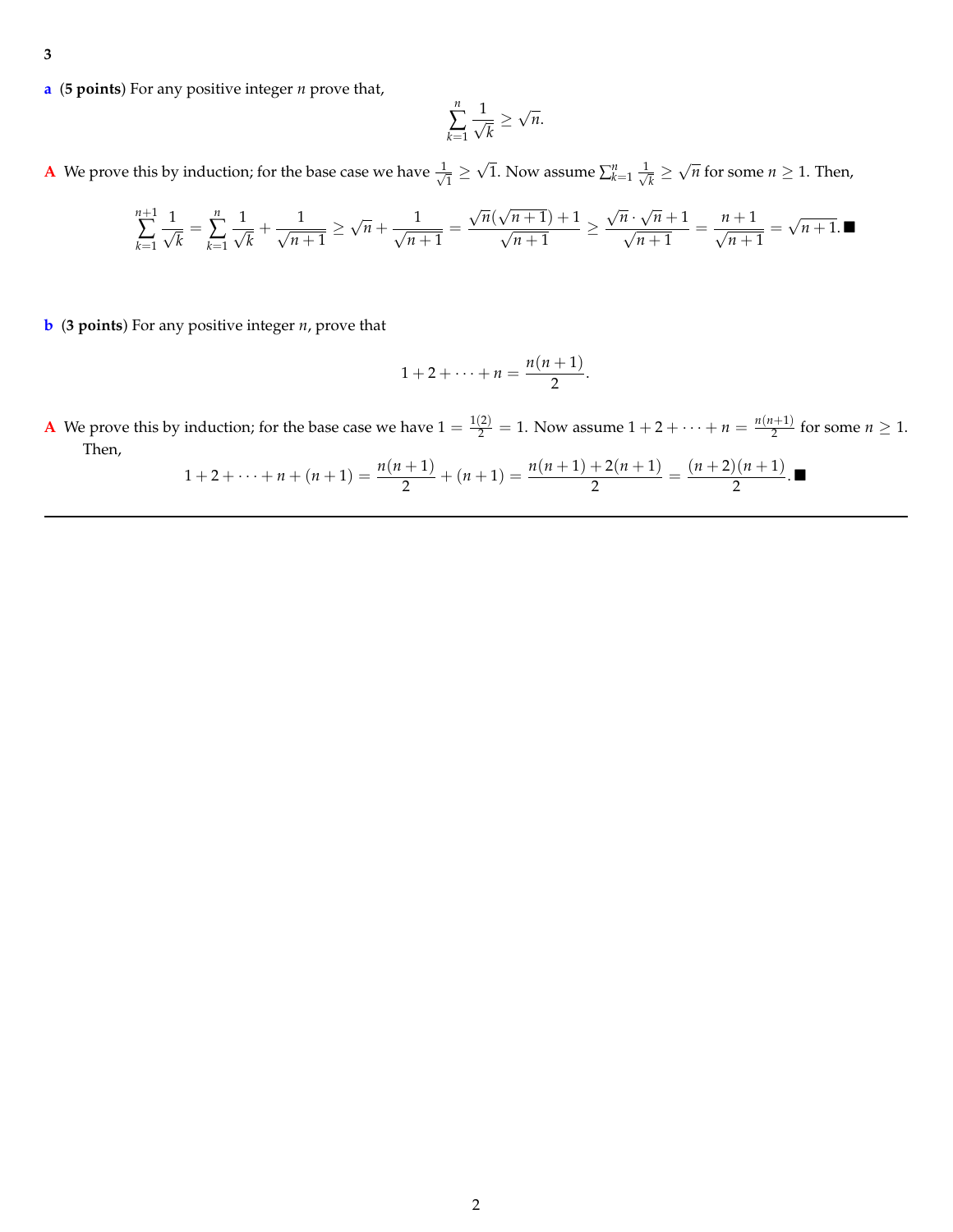**3**

**a** (**5 points**) For any positive integer $n$ prove that,

$$\sum_{k=1}^{n} \frac{1}{\sqrt{k}} \geq \sqrt{n}.$$

**A** We prove this by induction; for the base case we have $\frac{1}{\sqrt{1}} \geq \sqrt{1}$. Now assume $\sum_{k=1}^{n} \frac{1}{\sqrt{k}} \geq \sqrt{n}$ for some $n \geq 1$. Then,

$$\sum_{k=1}^{n+1} \frac{1}{\sqrt{k}} = \sum_{k=1}^{n} \frac{1}{\sqrt{k}} + \frac{1}{\sqrt{n+1}} \geq \sqrt{n} + \frac{1}{\sqrt{n+1}} = \frac{\sqrt{n}(\sqrt{n+1})+1}{\sqrt{n+1}} \geq \frac{\sqrt{n}\cdot\sqrt{n}+1}{\sqrt{n+1}} = \frac{n+1}{\sqrt{n+1}} = \sqrt{n+1}. \blacksquare$$

**b** (**3 points**) For any positive integer $n$, prove that

$$1 + 2 + \cdots + n = \frac{n(n+1)}{2}.$$

**A** We prove this by induction; for the base case we have $1 = \frac{1(2)}{2} = 1$. Now assume $1 + 2 + \cdots + n = \frac{n(n+1)}{2}$ for some $n \geq 1$. Then,

$$1 + 2 + \cdots + n + (n+1) = \frac{n(n+1)}{2} + (n+1) = \frac{n(n+1)+2(n+1)}{2} = \frac{(n+2)(n+1)}{2}. \blacksquare$$

---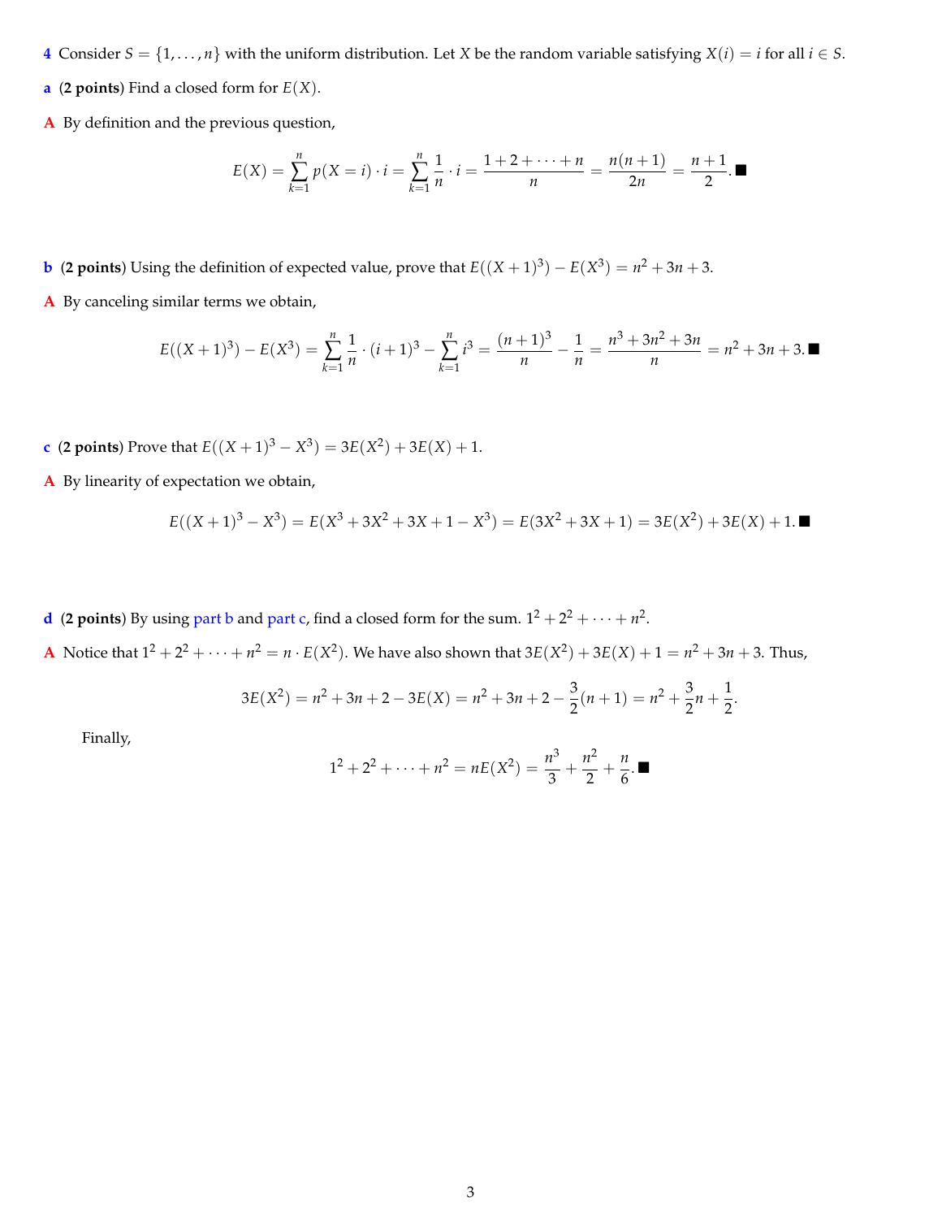**4** Consider $S = \{1, \ldots, n\}$ with the uniform distribution. Let $X$ be the random variable satisfying $X(i) = i$ for all $i \in S$.

**a** (**2 points**) Find a closed form for $E(X)$.

**A** By definition and the previous question,

$$E(X) = \sum_{k=1}^{n} p(X = i) \cdot i = \sum_{k=1}^{n} \frac{1}{n} \cdot i = \frac{1 + 2 + \cdots + n}{n} = \frac{n(n+1)}{2n} = \frac{n+1}{2}. \blacksquare$$

**b** (**2 points**) Using the definition of expected value, prove that $E((X+1)^3) - E(X^3) = n^2 + 3n + 3$.

**A** By canceling similar terms we obtain,

$$E((X+1)^3) - E(X^3) = \sum_{k=1}^{n} \frac{1}{n} \cdot (i+1)^3 - \sum_{k=1}^{n} i^3 = \frac{(n+1)^3}{n} - \frac{1}{n} = \frac{n^3 + 3n^2 + 3n}{n} = n^2 + 3n + 3. \blacksquare$$

**c** (**2 points**) Prove that $E((X+1)^3 - X^3) = 3E(X^2) + 3E(X) + 1$.

**A** By linearity of expectation we obtain,

$$E((X+1)^3 - X^3) = E(X^3 + 3X^2 + 3X + 1 - X^3) = E(3X^2 + 3X + 1) = 3E(X^2) + 3E(X) + 1. \blacksquare$$

**d** (**2 points**) By using part b and part c, find a closed form for the sum. $1^2 + 2^2 + \cdots + n^2$.

**A** Notice that $1^2 + 2^2 + \cdots + n^2 = n \cdot E(X^2)$. We have also shown that $3E(X^2) + 3E(X) + 1 = n^2 + 3n + 3$. Thus,

$$3E(X^2) = n^2 + 3n + 2 - 3E(X) = n^2 + 3n + 2 - \frac{3}{2}(n+1) = n^2 + \frac{3}{2}n + \frac{1}{2}.$$

Finally,

$$1^2 + 2^2 + \cdots + n^2 = nE(X^2) = \frac{n^3}{3} + \frac{n^2}{2} + \frac{n}{6}. \blacksquare$$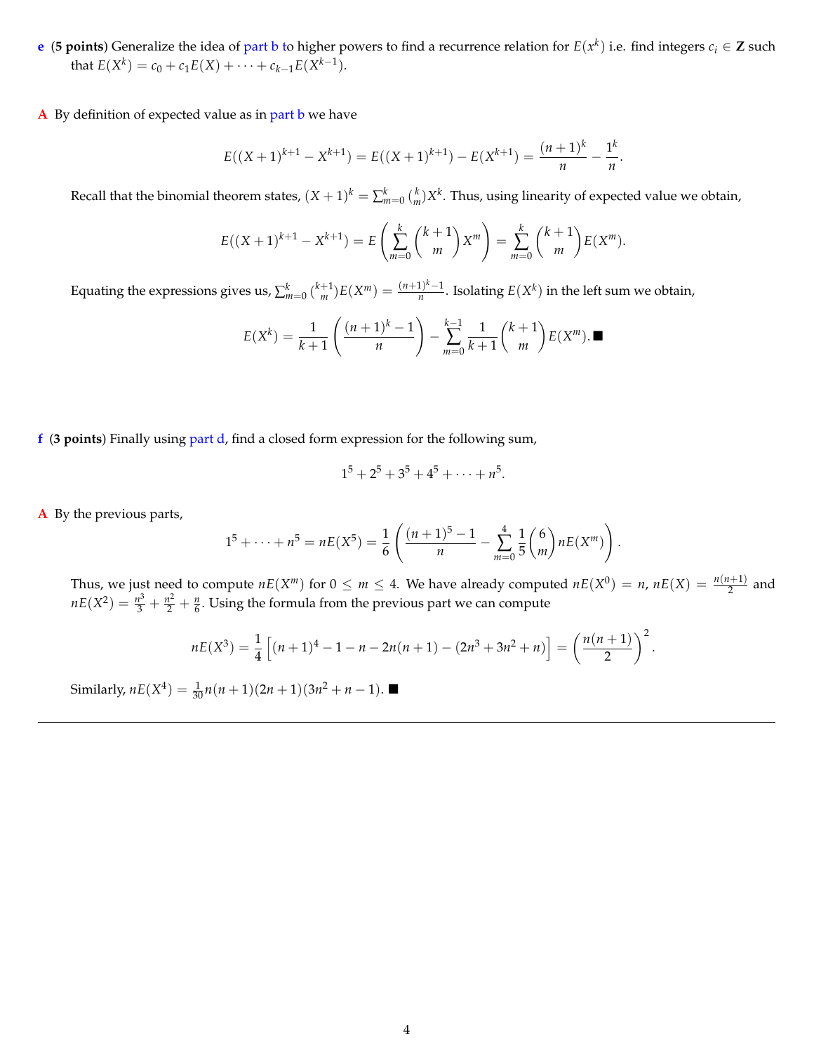**e** (**5 points**) Generalize the idea of part b to higher powers to find a recurrence relation for $E(x^k)$ i.e. find integers $c_i \in \mathbf{Z}$ such that $E(X^k) = c_0 + c_1 E(X) + \cdots + c_{k-1} E(X^{k-1})$.

**A** By definition of expected value as in part b we have

$$E((X+1)^{k+1} - X^{k+1}) = E((X+1)^{k+1}) - E(X^{k+1}) = \frac{(n+1)^k}{n} - \frac{1^k}{n}.$$

Recall that the binomial theorem states, $(X+1)^k = \sum_{m=0}^{k} \binom{k}{m} X^k$. Thus, using linearity of expected value we obtain,

$$E((X+1)^{k+1} - X^{k+1}) = E\left(\sum_{m=0}^{k} \binom{k+1}{m} X^m\right) = \sum_{m=0}^{k} \binom{k+1}{m} E(X^m).$$

Equating the expressions gives us, $\sum_{m=0}^{k} \binom{k+1}{m} E(X^m) = \frac{(n+1)^k - 1}{n}$. Isolating $E(X^k)$ in the left sum we obtain,

$$E(X^k) = \frac{1}{k+1}\left(\frac{(n+1)^k - 1}{n}\right) - \sum_{m=0}^{k-1} \frac{1}{k+1} \binom{k+1}{m} E(X^m). \blacksquare$$

**f** (**3 points**) Finally using part d, find a closed form expression for the following sum,

$$1^5 + 2^5 + 3^5 + 4^5 + \cdots + n^5.$$

**A** By the previous parts,

$$1^5 + \cdots + n^5 = nE(X^5) = \frac{1}{6}\left(\frac{(n+1)^5 - 1}{n} - \sum_{m=0}^{4} \frac{1}{5}\binom{6}{m} nE(X^m)\right).$$

Thus, we just need to compute $nE(X^m)$ for $0 \leq m \leq 4$. We have already computed $nE(X^0) = n$, $nE(X) = \frac{n(n+1)}{2}$ and $nE(X^2) = \frac{n^3}{3} + \frac{n^2}{2} + \frac{n}{6}$. Using the formula from the previous part we can compute

$$nE(X^3) = \frac{1}{4}\left[(n+1)^4 - 1 - n - 2n(n+1) - (2n^3 + 3n^2 + n)\right] = \left(\frac{n(n+1)}{2}\right)^2.$$

Similarly, $nE(X^4) = \frac{1}{30} n(n+1)(2n+1)(3n^2 + n - 1)$. $\blacksquare$

---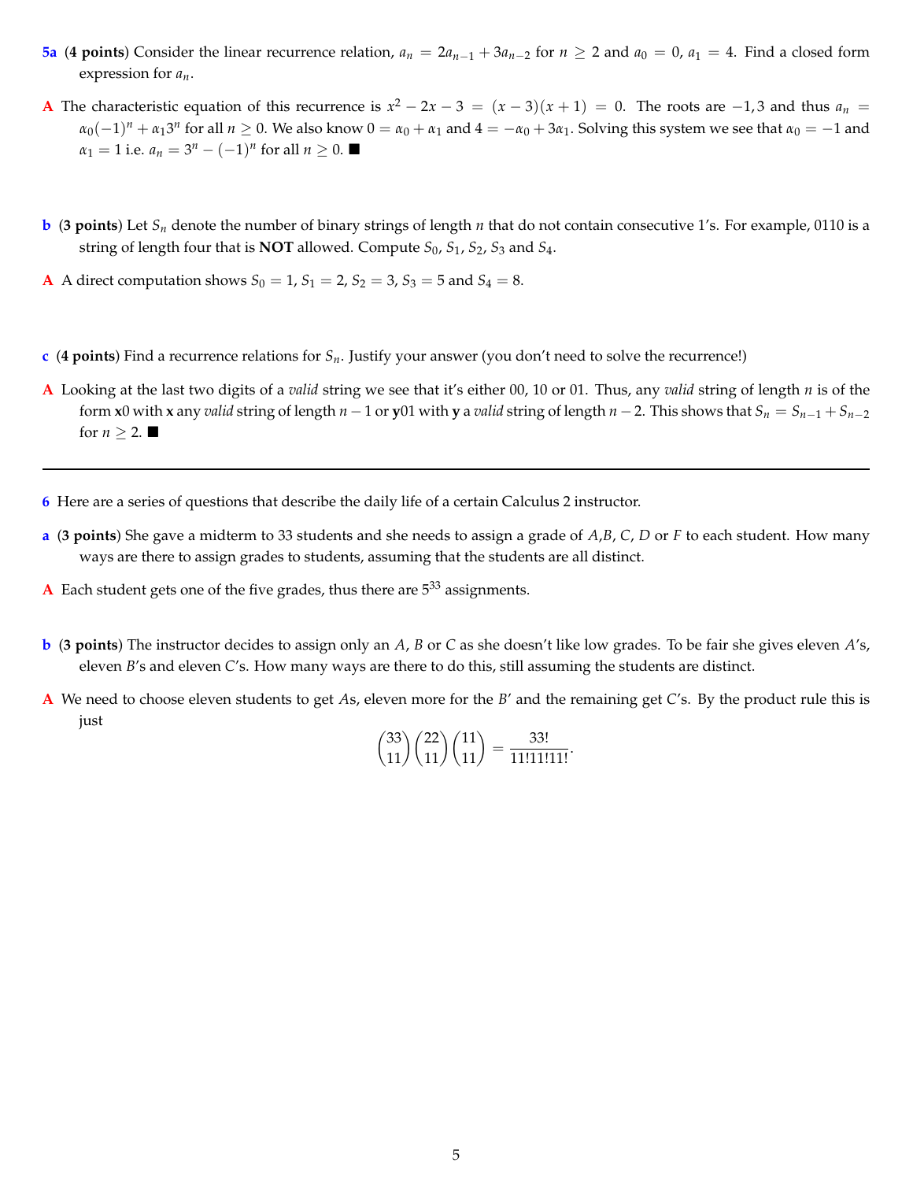**5a** (**4 points**) Consider the linear recurrence relation, $a_n = 2a_{n-1} + 3a_{n-2}$ for $n \geq 2$ and $a_0 = 0$, $a_1 = 4$. Find a closed form expression for $a_n$.

**A** The characteristic equation of this recurrence is $x^2 - 2x - 3 = (x-3)(x+1) = 0$. The roots are $-1, 3$ and thus $a_n = \alpha_0(-1)^n + \alpha_1 3^n$ for all $n \geq 0$. We also know $0 = \alpha_0 + \alpha_1$ and $4 = -\alpha_0 + 3\alpha_1$. Solving this system we see that $\alpha_0 = -1$ and $\alpha_1 = 1$ i.e. $a_n = 3^n - (-1)^n$ for all $n \geq 0$. ■

**b** (**3 points**) Let $S_n$ denote the number of binary strings of length $n$ that do not contain consecutive 1's. For example, 0110 is a string of length four that is **NOT** allowed. Compute $S_0$, $S_1$, $S_2$, $S_3$ and $S_4$.

**A** A direct computation shows $S_0 = 1$, $S_1 = 2$, $S_2 = 3$, $S_3 = 5$ and $S_4 = 8$.

**c** (**4 points**) Find a recurrence relations for $S_n$. Justify your answer (you don't need to solve the recurrence!)

**A** Looking at the last two digits of a *valid* string we see that it's either 00, 10 or 01. Thus, any *valid* string of length $n$ is of the form $\mathbf{x}0$ with $\mathbf{x}$ any *valid* string of length $n-1$ or $\mathbf{y}01$ with $\mathbf{y}$ a *valid* string of length $n-2$. This shows that $S_n = S_{n-1} + S_{n-2}$ for $n \geq 2$. ■

---

**6** Here are a series of questions that describe the daily life of a certain Calculus 2 instructor.

**a** (**3 points**) She gave a midterm to 33 students and she needs to assign a grade of $A$,$B$, $C$, $D$ or $F$ to each student. How many ways are there to assign grades to students, assuming that the students are all distinct.

**A** Each student gets one of the five grades, thus there are $5^{33}$ assignments.

**b** (**3 points**) The instructor decides to assign only an $A$, $B$ or $C$ as she doesn't like low grades. To be fair she gives eleven $A$'s, eleven $B$'s and eleven $C$'s. How many ways are there to do this, still assuming the students are distinct.

**A** We need to choose eleven students to get $A$s, eleven more for the $B'$ and the remaining get $C$'s. By the product rule this is just

$$\binom{33}{11}\binom{22}{11}\binom{11}{11} = \frac{33!}{11!11!11!}.$$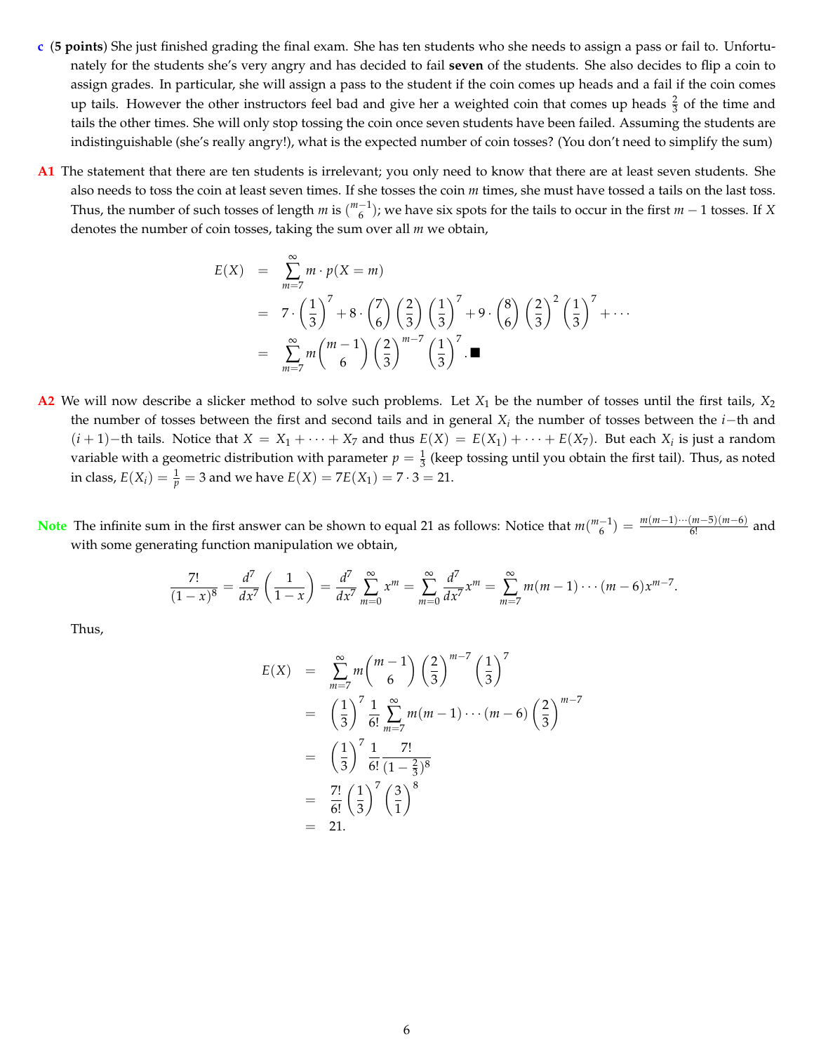**c** (**5 points**) She just finished grading the final exam. She has ten students who she needs to assign a pass or fail to. Unfortunately for the students she's very angry and has decided to fail **seven** of the students. She also decides to flip a coin to assign grades. In particular, she will assign a pass to the student if the coin comes up heads and a fail if the coin comes up tails. However the other instructors feel bad and give her a weighted coin that comes up heads $\frac{2}{3}$ of the time and tails the other times. She will only stop tossing the coin once seven students have been failed. Assuming the students are indistinguishable (she's really angry!), what is the expected number of coin tosses? (You don't need to simplify the sum)

**A1** The statement that there are ten students is irrelevant; you only need to know that there are at least seven students. She also needs to toss the coin at least seven times. If she tosses the coin $m$ times, she must have tossed a tails on the last toss. Thus, the number of such tosses of length $m$ is $\binom{m-1}{6}$; we have six spots for the tails to occur in the first $m-1$ tosses. If $X$ denotes the number of coin tosses, taking the sum over all $m$ we obtain,

$$
\begin{aligned}
E(X) &= \sum_{m=7}^{\infty} m \cdot p(X=m) \\
&= 7 \cdot \left(\frac{1}{3}\right)^7 + 8 \cdot \binom{7}{6}\left(\frac{2}{3}\right)\left(\frac{1}{3}\right)^7 + 9 \cdot \binom{8}{6}\left(\frac{2}{3}\right)^2\left(\frac{1}{3}\right)^7 + \cdots \\
&= \sum_{m=7}^{\infty} m \binom{m-1}{6}\left(\frac{2}{3}\right)^{m-7}\left(\frac{1}{3}\right)^7. \blacksquare
\end{aligned}
$$

**A2** We will now describe a slicker method to solve such problems. Let $X_1$ be the number of tosses until the first tails, $X_2$ the number of tosses between the first and second tails and in general $X_i$ the number of tosses between the $i$−th and $(i+1)$−th tails. Notice that $X = X_1 + \cdots + X_7$ and thus $E(X) = E(X_1) + \cdots + E(X_7)$. But each $X_i$ is just a random variable with a geometric distribution with parameter $p = \frac{1}{3}$ (keep tossing until you obtain the first tail). Thus, as noted in class, $E(X_i) = \frac{1}{p} = 3$ and we have $E(X) = 7E(X_1) = 7 \cdot 3 = 21$.

**Note** The infinite sum in the first answer can be shown to equal 21 as follows: Notice that $m\binom{m-1}{6} = \frac{m(m-1)\cdots(m-5)(m-6)}{6!}$ and with some generating function manipulation we obtain,

$$
\frac{7!}{(1-x)^8} = \frac{d^7}{dx^7}\left(\frac{1}{1-x}\right) = \frac{d^7}{dx^7}\sum_{m=0}^{\infty} x^m = \sum_{m=0}^{\infty} \frac{d^7}{dx^7} x^m = \sum_{m=7}^{\infty} m(m-1)\cdots(m-6)x^{m-7}.
$$

Thus,

$$
\begin{aligned}
E(X) &= \sum_{m=7}^{\infty} m\binom{m-1}{6}\left(\frac{2}{3}\right)^{m-7}\left(\frac{1}{3}\right)^7 \\
&= \left(\frac{1}{3}\right)^7 \frac{1}{6!}\sum_{m=7}^{\infty} m(m-1)\cdots(m-6)\left(\frac{2}{3}\right)^{m-7} \\
&= \left(\frac{1}{3}\right)^7 \frac{1}{6!}\frac{7!}{(1-\frac{2}{3})^8} \\
&= \frac{7!}{6!}\left(\frac{1}{3}\right)^7\left(\frac{3}{1}\right)^8 \\
&= 21.
\end{aligned}
$$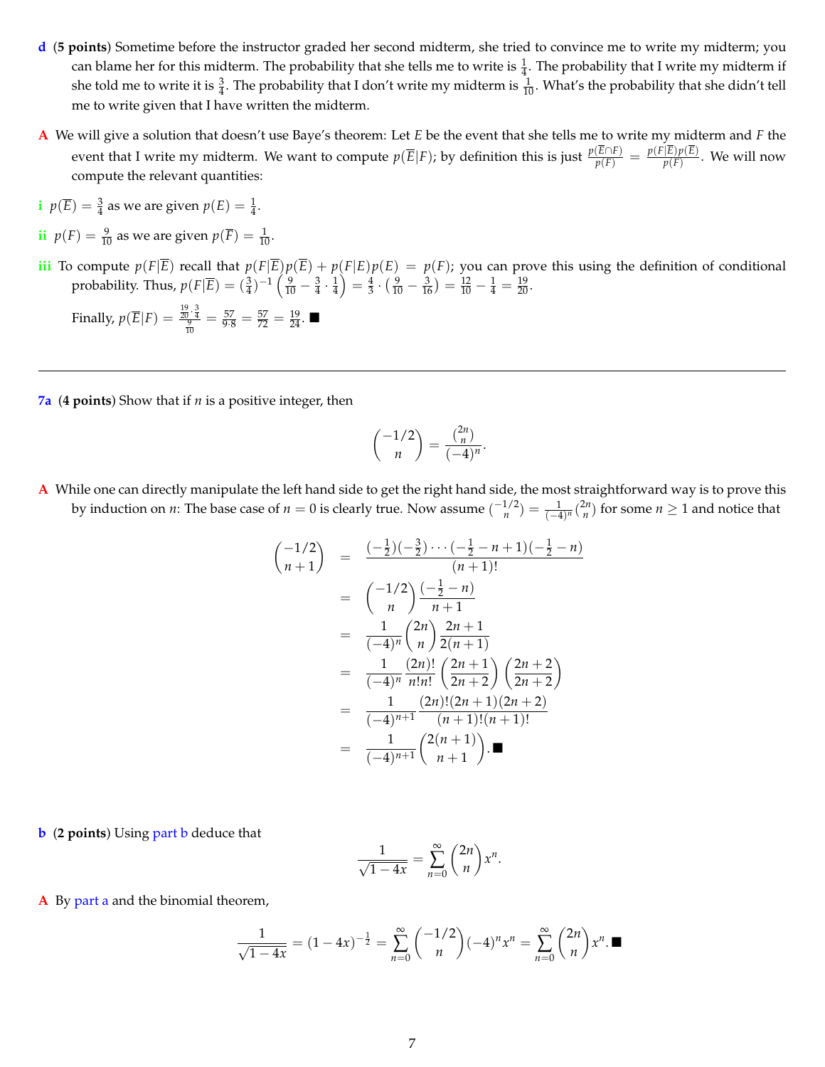**d** (**5 points**) Sometime before the instructor graded her second midterm, she tried to convince me to write my midterm; you can blame her for this midterm. The probability that she tells me to write is $\frac{1}{4}$. The probability that I write my midterm if she told me to write it is $\frac{3}{4}$. The probability that I don't write my midterm is $\frac{1}{10}$. What's the probability that she didn't tell me to write given that I have written the midterm.

**A** We will give a solution that doesn't use Baye's theorem: Let $E$ be the event that she tells me to write my midterm and $F$ the event that I write my midterm. We want to compute $p(\overline{E}|F)$; by definition this is just $\frac{p(\overline{E}\cap F)}{p(F)} = \frac{p(F|\overline{E})p(\overline{E})}{p(F)}$. We will now compute the relevant quantities:

**i** $p(\overline{E}) = \frac{3}{4}$ as we are given $p(E) = \frac{1}{4}$.

**ii** $p(F) = \frac{9}{10}$ as we are given $p(\overline{F}) = \frac{1}{10}$.

**iii** To compute $p(F|\overline{E})$ recall that $p(F|\overline{E})p(\overline{E}) + p(F|E)p(E) = p(F)$; you can prove this using the definition of conditional probability. Thus, $p(F|\overline{E}) = (\frac{3}{4})^{-1}\left(\frac{9}{10} - \frac{3}{4}\cdot\frac{1}{4}\right) = \frac{4}{3}\cdot\left(\frac{9}{10} - \frac{3}{16}\right) = \frac{12}{10} - \frac{1}{4} = \frac{19}{20}$.

Finally, $p(\overline{E}|F) = \frac{\frac{19}{20}\cdot\frac{3}{4}}{\frac{9}{10}} = \frac{57}{9\cdot 8} = \frac{57}{72} = \frac{19}{24}$. ■

---

**7a** (**4 points**) Show that if $n$ is a positive integer, then

$$\binom{-1/2}{n} = \frac{\binom{2n}{n}}{(-4)^n}.$$

**A** While one can directly manipulate the left hand side to get the right hand side, the most straightforward way is to prove this by induction on $n$: The base case of $n = 0$ is clearly true. Now assume $\binom{-1/2}{n} = \frac{1}{(-4)^n}\binom{2n}{n}$ for some $n \geq 1$ and notice that

$$\begin{aligned}
\binom{-1/2}{n+1} &= \frac{(-\frac{1}{2})(-\frac{3}{2})\cdots(-\frac{1}{2}-n+1)(-\frac{1}{2}-n)}{(n+1)!} \\
&= \binom{-1/2}{n}\frac{(-\frac{1}{2}-n)}{n+1} \\
&= \frac{1}{(-4)^n}\binom{2n}{n}\frac{2n+1}{2(n+1)} \\
&= \frac{1}{(-4)^n}\frac{(2n)!}{n!n!}\left(\frac{2n+1}{2n+2}\right)\left(\frac{2n+2}{2n+2}\right) \\
&= \frac{1}{(-4)^{n+1}}\frac{(2n)!(2n+1)(2n+2)}{(n+1)!(n+1)!} \\
&= \frac{1}{(-4)^{n+1}}\binom{2(n+1)}{n+1}. \blacksquare
\end{aligned}$$

**b** (**2 points**) Using part b deduce that

$$\frac{1}{\sqrt{1-4x}} = \sum_{n=0}^{\infty}\binom{2n}{n}x^n.$$

**A** By part a and the binomial theorem,

$$\frac{1}{\sqrt{1-4x}} = (1-4x)^{-\frac{1}{2}} = \sum_{n=0}^{\infty}\binom{-1/2}{n}(-4)^n x^n = \sum_{n=0}^{\infty}\binom{2n}{n}x^n. \blacksquare$$